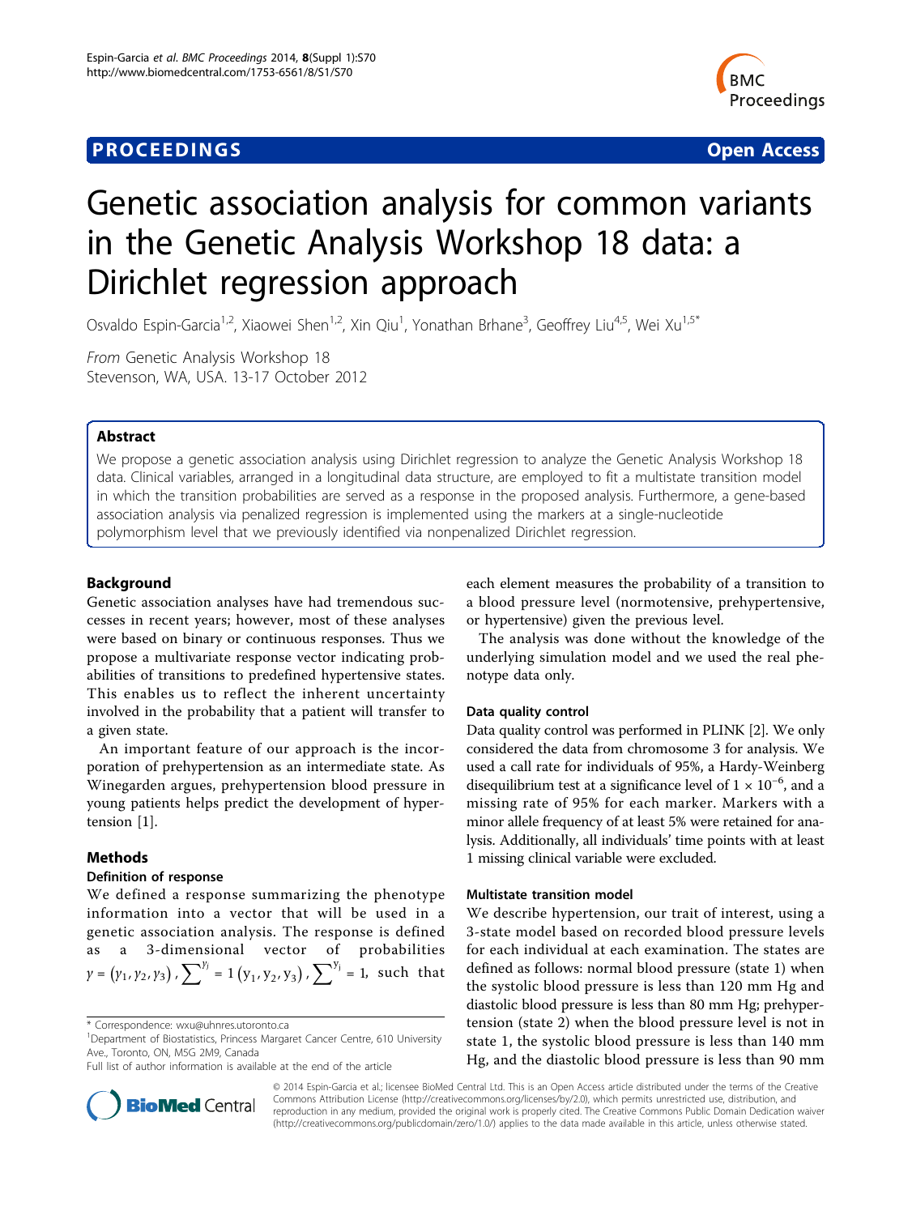PROCEEDINGS

Open Access

# Genetic association analysis for common variants in the Genetic Analysis Workshop 18 data: a Dirichlet regression approach

Osvaldo Espin-Garcia[1,2], Xiaowei Shen[1,2], Xin Qiu[1], Yonathan Brhane[3], Geoffrey Liu[4,5], Wei Xu[1,5*]

*From* Genetic Analysis Workshop 18
Stevenson, WA, USA. 13-17 October 2012

## Abstract

We propose a genetic association analysis using Dirichlet regression to analyze the Genetic Analysis Workshop 18 data. Clinical variables, arranged in a longitudinal data structure, are employed to fit a multistate transition model in which the transition probabilities are served as a response in the proposed analysis. Furthermore, a gene-based association analysis via penalized regression is implemented using the markers at a single-nucleotide polymorphism level that we previously identified via nonpenalized Dirichlet regression.

## Background

Genetic association analyses have had tremendous successes in recent years; however, most of these analyses were based on binary or continuous responses. Thus we propose a multivariate response vector indicating probabilities of transitions to predefined hypertensive states. This enables us to reflect the inherent uncertainty involved in the probability that a patient will transfer to a given state.

An important feature of our approach is the incorporation of prehypertension as an intermediate state. As Winegarden argues, prehypertension blood pressure in young patients helps predict the development of hypertension [1].

## Methods

### Definition of response

We defined a response summarizing the phenotype information into a vector that will be used in a genetic association analysis. The response is defined as a 3-dimensional vector of probabilities $y = (y_1, y_2, y_3), \sum^{y_j} = 1\,(y_1, y_2, y_3), \sum^{y_j} = 1,$ such that each element measures the probability of a transition to a blood pressure level (normotensive, prehypertensive, or hypertensive) given the previous level.

The analysis was done without the knowledge of the underlying simulation model and we used the real phenotype data only.

### Data quality control

Data quality control was performed in PLINK [2]. We only considered the data from chromosome 3 for analysis. We used a call rate for individuals of 95%, a Hardy-Weinberg disequilibrium test at a significance level of $1 \times 10^{-6}$, and a missing rate of 95% for each marker. Markers with a minor allele frequency of at least 5% were retained for analysis. Additionally, all individuals' time points with at least 1 missing clinical variable were excluded.

### Multistate transition model

We describe hypertension, our trait of interest, using a 3-state model based on recorded blood pressure levels for each individual at each examination. The states are defined as follows: normal blood pressure (state 1) when the systolic blood pressure is less than 120 mm Hg and diastolic blood pressure is less than 80 mm Hg; prehypertension (state 2) when the blood pressure level is not in state 1, the systolic blood pressure is less than 140 mm Hg, and the diastolic blood pressure is less than 90 mm

\* Correspondence: wxu@uhnres.utoronto.ca
[1]Department of Biostatistics, Princess Margaret Cancer Centre, 610 University Ave., Toronto, ON, M5G 2M9, Canada
Full list of author information is available at the end of the article

© 2014 Espin-Garcia et al.; licensee BioMed Central Ltd. This is an Open Access article distributed under the terms of the Creative Commons Attribution License (http://creativecommons.org/licenses/by/2.0), which permits unrestricted use, distribution, and reproduction in any medium, provided the original work is properly cited. The Creative Commons Public Domain Dedication waiver (http://creativecommons.org/publicdomain/zero/1.0/) applies to the data made available in this article, unless otherwise stated.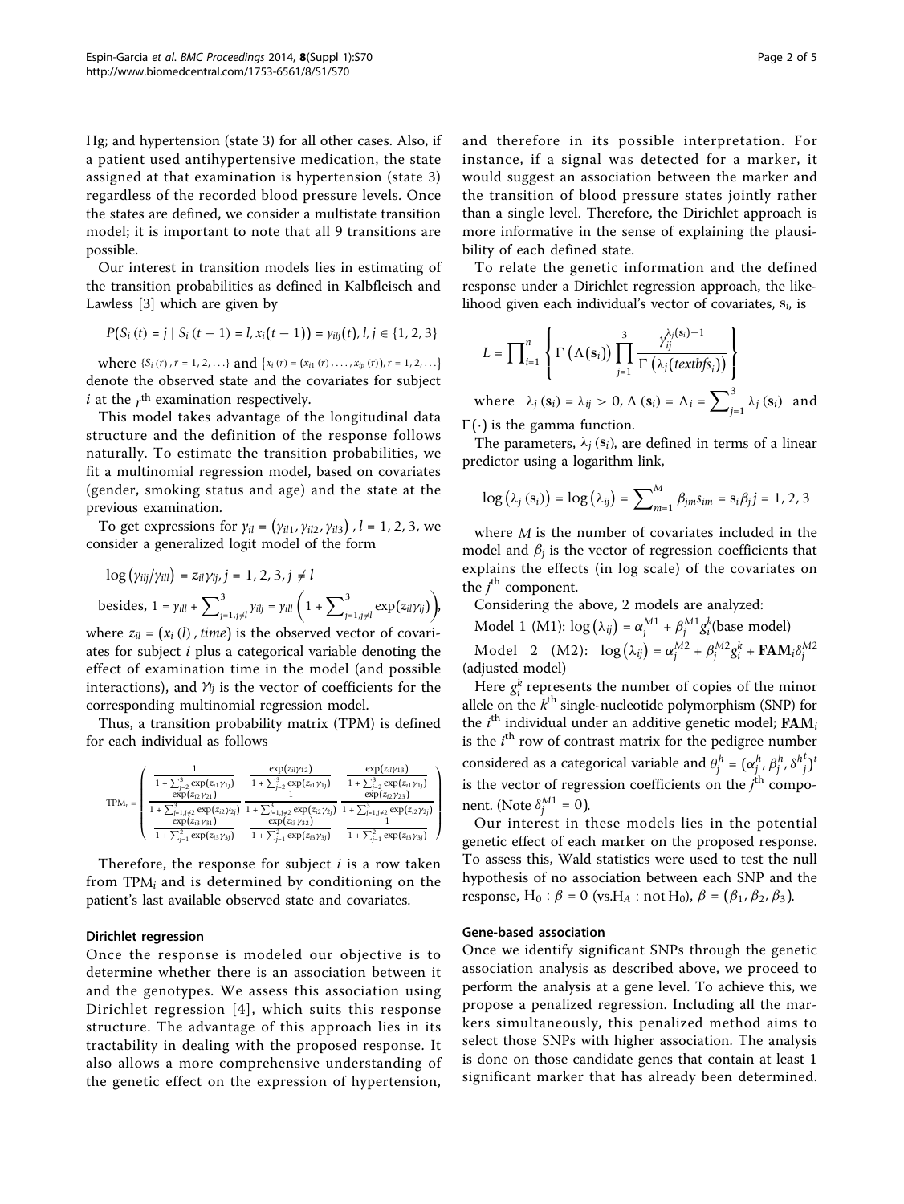Hg; and hypertension (state 3) for all other cases. Also, if a patient used antihypertensive medication, the state assigned at that examination is hypertension (state 3) regardless of the recorded blood pressure levels. Once the states are defined, we consider a multistate transition model; it is important to note that all 9 transitions are possible.

Our interest in transition models lies in estimating of the transition probabilities as defined in Kalbfleisch and Lawless [3] which are given by

$$P(S_i(t) = j \mid S_i(t-1) = l, x_i(t-1)) = \gamma_{ilj}(t), l, j \in \{1, 2, 3\}$$

where $\{S_i(r), r = 1, 2, \ldots\}$ and $\{x_i(r) = (x_{i1}(r), \ldots, x_{ip}(r)), r = 1, 2, \ldots\}$ denote the observed state and the covariates for subject $i$ at the $r^{\text{th}}$ examination respectively.

This model takes advantage of the longitudinal data structure and the definition of the response follows naturally. To estimate the transition probabilities, we fit a multinomial regression model, based on covariates (gender, smoking status and age) and the state at the previous examination.

To get expressions for $\gamma_{il} = (\gamma_{il1}, \gamma_{il2}, \gamma_{il3})$, $l = 1, 2, 3$, we consider a generalized logit model of the form

$$\log(\gamma_{ilj}/\gamma_{ill}) = z_{il}\gamma_{lj}, j = 1, 2, 3, j \neq l$$

$$\text{besides, } 1 = \gamma_{ill} + \sum_{j=1, j\neq l}^{3} \gamma_{ilj} = \gamma_{ill}\left(1 + \sum_{j=1, j\neq l}^{3} \exp(z_{il}\gamma_{lj})\right),$$

where $z_{il} = (x_i(l), time)$ is the observed vector of covariates for subject $i$ plus a categorical variable denoting the effect of examination time in the model (and possible interactions), and $\gamma_{lj}$ is the vector of coefficients for the corresponding multinomial regression model.

Thus, a transition probability matrix (TPM) is defined for each individual as follows

$$\text{TPM}_i = \begin{pmatrix} \frac{1}{1+\sum_{j=2}^{3}\exp(z_{i1}\gamma_{1j})} & \frac{\exp(z_{i1}\gamma_{12})}{1+\sum_{j=2}^{3}\exp(z_{i1}\gamma_{1j})} & \frac{\exp(z_{i1}\gamma_{13})}{1+\sum_{j=2}^{3}\exp(z_{i1}\gamma_{1j})} \\ \frac{\exp(z_{i2}\gamma_{21})}{1+\sum_{j=1,j\neq 2}^{3}\exp(z_{i2}\gamma_{2j})} & \frac{1}{1+\sum_{j=1,j\neq 2}^{3}\exp(z_{i2}\gamma_{2j})} & \frac{\exp(z_{i2}\gamma_{23})}{1+\sum_{j=1,j\neq 2}^{3}\exp(z_{i2}\gamma_{2j})} \\ \frac{\exp(z_{i3}\gamma_{31})}{1+\sum_{j=1}^{2}\exp(z_{i3}\gamma_{3j})} & \frac{\exp(z_{i3}\gamma_{32})}{1+\sum_{j=1}^{2}\exp(z_{i3}\gamma_{3j})} & \frac{1}{1+\sum_{j=1}^{2}\exp(z_{i3}\gamma_{3j})} \end{pmatrix}$$

Therefore, the response for subject $i$ is a row taken from $\text{TPM}_i$ and is determined by conditioning on the patient's last available observed state and covariates.

#### Dirichlet regression

Once the response is modeled our objective is to determine whether there is an association between it and the genotypes. We assess this association using Dirichlet regression [4], which suits this response structure. The advantage of this approach lies in its tractability in dealing with the proposed response. It also allows a more comprehensive understanding of the genetic effect on the expression of hypertension, and therefore in its possible interpretation. For instance, if a signal was detected for a marker, it would suggest an association between the marker and the transition of blood pressure states jointly rather than a single level. Therefore, the Dirichlet approach is more informative in the sense of explaining the plausibility of each defined state.

To relate the genetic information and the defined response under a Dirichlet regression approach, the likelihood given each individual's vector of covariates, $\mathbf{s}_i$, is

$$L = \prod_{i=1}^{n}\left\{\Gamma\left(\Lambda(\mathbf{s}_i)\right)\prod_{j=1}^{3}\frac{y_{ij}^{\lambda_j(\mathbf{s}_i)-1}}{\Gamma\left(\lambda_j(textbfs_i)\right)}\right\}$$

where $\lambda_j(\mathbf{s}_i) = \lambda_{ij} > 0$, $\Lambda(\mathbf{s}_i) = \Lambda_i = \sum_{j=1}^{3}\lambda_j(\mathbf{s}_i)$ and $\Gamma(\cdot)$ is the gamma function.

The parameters, $\lambda_j(\mathbf{s}_i)$, are defined in terms of a linear predictor using a logarithm link,

$$\log(\lambda_j(\mathbf{s}_i)) = \log(\lambda_{ij}) = \sum_{m=1}^{M}\beta_{jm}s_{im} = \mathbf{s}_i\beta_j j = 1, 2, 3$$

where $M$ is the number of covariates included in the model and $\beta_j$ is the vector of regression coefficients that explains the effects (in log scale) of the covariates on the $j^{\text{th}}$ component.

Considering the above, 2 models are analyzed:

Model 1 (M1): $\log(\lambda_{ij}) = \alpha_j^{M1} + \beta_j^{M1}g_i^k$(base model)

Model 2 (M2): $\log(\lambda_{ij}) = \alpha_j^{M2} + \beta_j^{M2}g_i^k + \mathbf{FAM}_i\delta_j^{M2}$ (adjusted model)

Here $g_i^k$ represents the number of copies of the minor allele on the $k^{\text{th}}$ single-nucleotide polymorphism (SNP) for the $i^{\text{th}}$ individual under an additive genetic model; $\mathbf{FAM}_i$ is the $i^{\text{th}}$ row of contrast matrix for the pedigree number considered as a categorical variable and $\theta_j^h = (\alpha_j^h, \beta_j^h, \delta_j^{h^t})^t$ is the vector of regression coefficients on the $j^{\text{th}}$ component. (Note $\delta_j^{M1} = 0$).

Our interest in these models lies in the potential genetic effect of each marker on the proposed response. To assess this, Wald statistics were used to test the null hypothesis of no association between each SNP and the response, $\text{H}_0 : \beta = 0$ (vs.$\text{H}_A : \text{not H}_0$), $\beta = (\beta_1, \beta_2, \beta_3)$.

#### Gene-based association

Once we identify significant SNPs through the genetic association analysis as described above, we proceed to perform the analysis at a gene level. To achieve this, we propose a penalized regression. Including all the markers simultaneously, this penalized method aims to select those SNPs with higher association. The analysis is done on those candidate genes that contain at least 1 significant marker that has already been determined.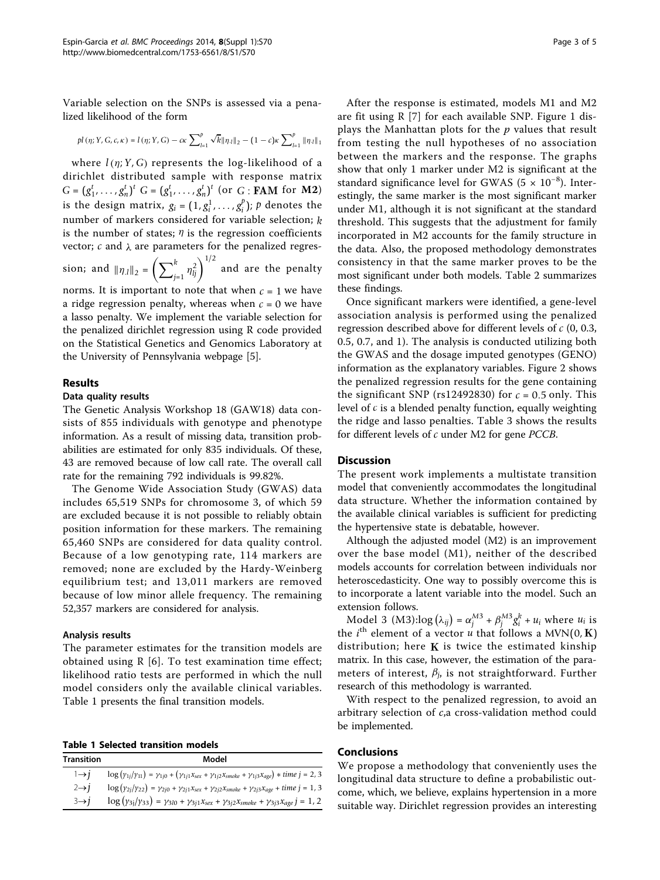Variable selection on the SNPs is assessed via a penalized likelihood of the form

$$pl(\eta; Y, G, c, \kappa) = l(\eta; Y, G) - c\kappa \sum_{l=1}^{p} \sqrt{k}\|\eta_{\cdot l}\|_2 - (1-c)\kappa \sum_{l=1}^{p} \|\eta_{\cdot l}\|_1$$

where $l(\eta; Y, G)$ represents the log-likelihood of a dirichlet distributed sample with response matrix $G = (g_1^t, \ldots, g_n^t)^t$ $G = (g_1^t, \ldots, g_n^t)^t$ (or $G$ : **FAM** for **M2**) is the design matrix, $g_i = (1, g_i^1, \ldots, g_i^p)$; $p$ denotes the number of markers considered for variable selection; $k$ is the number of states; $\eta$ is the regression coefficients vector; $c$ and $\lambda$ are parameters for the penalized regression; and $\|\eta_{\cdot l}\|_2 = \left(\sum_{j=1}^{k} \eta_{lj}^2\right)^{1/2}$ and are the penalty norms. It is important to note that when $c = 1$ we have a ridge regression penalty, whereas when $c = 0$ we have a lasso penalty. We implement the variable selection for the penalized dirichlet regression using R code provided on the Statistical Genetics and Genomics Laboratory at the University of Pennsylvania webpage [5].

## Results

### Data quality results

The Genetic Analysis Workshop 18 (GAW18) data consists of 855 individuals with genotype and phenotype information. As a result of missing data, transition probabilities are estimated for only 835 individuals. Of these, 43 are removed because of low call rate. The overall call rate for the remaining 792 individuals is 99.82%.

The Genome Wide Association Study (GWAS) data includes 65,519 SNPs for chromosome 3, of which 59 are excluded because it is not possible to reliably obtain position information for these markers. The remaining 65,460 SNPs are considered for data quality control. Because of a low genotyping rate, 114 markers are removed; none are excluded by the Hardy-Weinberg equilibrium test; and 13,011 markers are removed because of low minor allele frequency. The remaining 52,357 markers are considered for analysis.

### Analysis results

The parameter estimates for the transition models are obtained using R [6]. To test examination time effect; likelihood ratio tests are performed in which the null model considers only the available clinical variables. Table 1 presents the final transition models.

**Table 1 Selected transition models**

| Transition | Model |
|---|---|
| $1 \to j$ | $\log(\gamma_{1j}/\gamma_{11}) = \gamma_{1j0} + (\gamma_{1j1}x_{sex} + \gamma_{1j2}x_{smoke} + \gamma_{1j3}x_{age}) * time\ j = 2, 3$ |
| $2 \to j$ | $\log(\gamma_{2j}/\gamma_{22}) = \gamma_{2j0} + \gamma_{2j1}x_{sex} + \gamma_{2j2}x_{smoke} + \gamma_{2j3}x_{age} + time\ j = 1, 3$ |
| $3 \to j$ | $\log(\gamma_{3j}/\gamma_{33}) = \gamma_{3l0} + \gamma_{3j1}x_{sex} + \gamma_{3j2}x_{smoke} + \gamma_{3j3}x_{age}\ j = 1, 2$ |

After the response is estimated, models M1 and M2 are fit using R [7] for each available SNP. Figure 1 displays the Manhattan plots for the $p$ values that result from testing the null hypotheses of no association between the markers and the response. The graphs show that only 1 marker under M2 is significant at the standard significance level for GWAS ($5 \times 10^{-8}$). Interestingly, the same marker is the most significant marker under M1, although it is not significant at the standard threshold. This suggests that the adjustment for family incorporated in M2 accounts for the family structure in the data. Also, the proposed methodology demonstrates consistency in that the same marker proves to be the most significant under both models. Table 2 summarizes these findings.

Once significant markers were identified, a gene-level association analysis is performed using the penalized regression described above for different levels of $c$ (0, 0.3, 0.5, 0.7, and 1). The analysis is conducted utilizing both the GWAS and the dosage imputed genotypes (GENO) information as the explanatory variables. Figure 2 shows the penalized regression results for the gene containing the significant SNP (rs12492830) for $c = 0.5$ only. This level of $c$ is a blended penalty function, equally weighting the ridge and lasso penalties. Table 3 shows the results for different levels of $c$ under M2 for gene *PCCB*.

## Discussion

The present work implements a multistate transition model that conveniently accommodates the longitudinal data structure. Whether the information contained by the available clinical variables is sufficient for predicting the hypertensive state is debatable, however.

Although the adjusted model (M2) is an improvement over the base model (M1), neither of the described models accounts for correlation between individuals nor heteroscedasticity. One way to possibly overcome this is to incorporate a latent variable into the model. Such an extension follows.

Model 3 (M3): $\log(\lambda_{ij}) = \alpha_j^{M3} + \beta_j^{M3} g_i^k + u_i$ where $u_i$ is the $i^{\text{th}}$ element of a vector $u$ that follows a MVN$(0, \mathbf{K})$ distribution; here $\mathbf{K}$ is twice the estimated kinship matrix. In this case, however, the estimation of the parameters of interest, $\beta_j$, is not straightforward. Further research of this methodology is warranted.

With respect to the penalized regression, to avoid an arbitrary selection of $c$,a cross-validation method could be implemented.

## Conclusions

We propose a methodology that conveniently uses the longitudinal data structure to define a probabilistic outcome, which, we believe, explains hypertension in a more suitable way. Dirichlet regression provides an interesting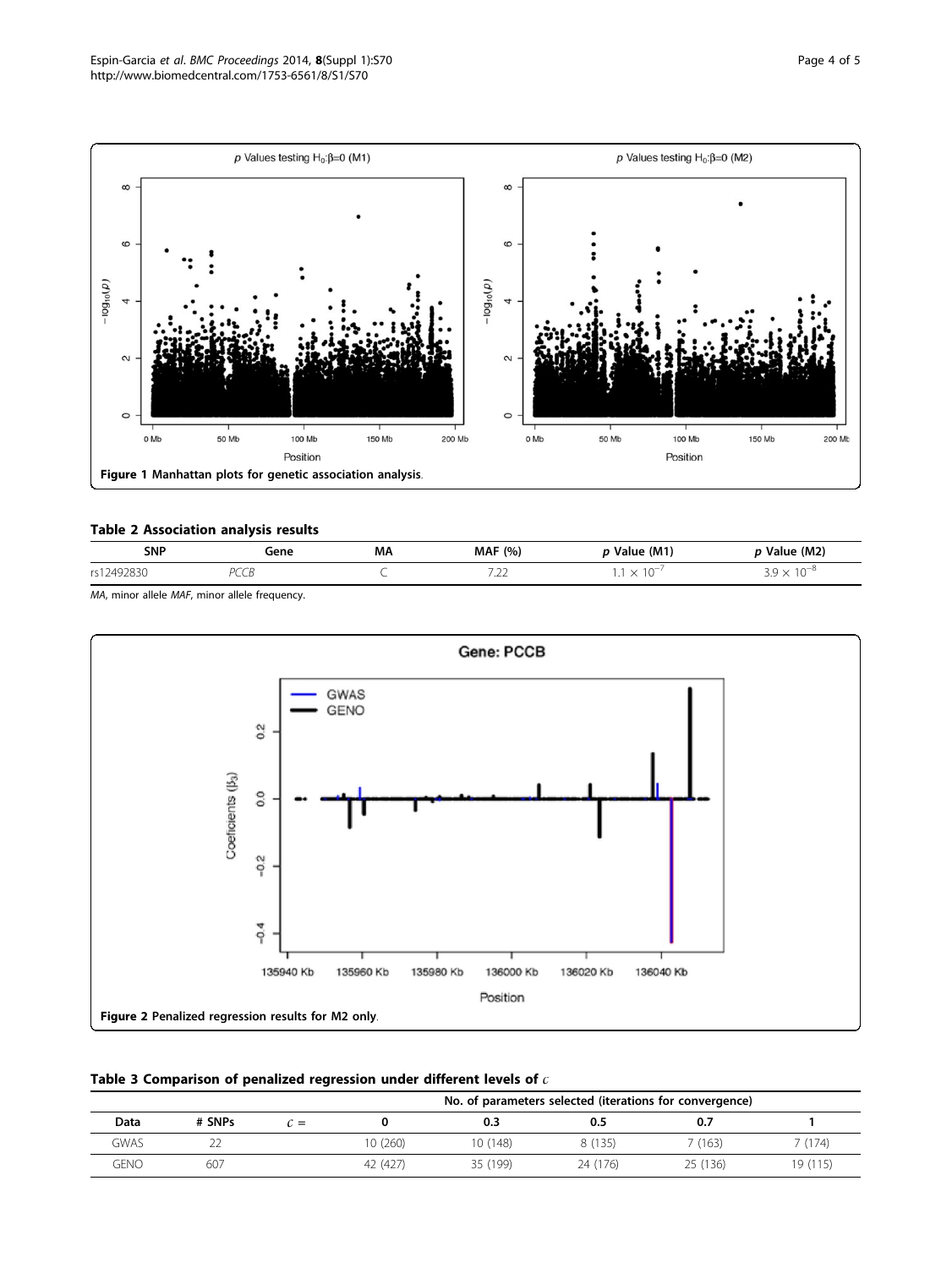Figure 1 Manhattan plots for genetic association analysis.

**Table 2 Association analysis results**

| SNP | Gene | MA | MAF (%) | *p* Value (M1) | *p* Value (M2) |
|---|---|---|---|---|---|
| rs12492830 | *PCCB* | C | 7.22 | $1.1 \times 10^{-7}$ | $3.9 \times 10^{-8}$ |

*MA*, minor allele *MAF*, minor allele frequency.

Figure 2 Penalized regression results for M2 only.

**Table 3 Comparison of penalized regression under different levels of $c$**

| | | | No. of parameters selected (iterations for convergence) | | | | |
|---|---|---|---|---|---|---|---|
| Data | # SNPs | $c =$ | 0 | 0.3 | 0.5 | 0.7 | 1 |
| GWAS | 22 | | 10 (260) | 10 (148) | 8 (135) | 7 (163) | 7 (174) |
| GENO | 607 | | 42 (427) | 35 (199) | 24 (176) | 25 (136) | 19 (115) |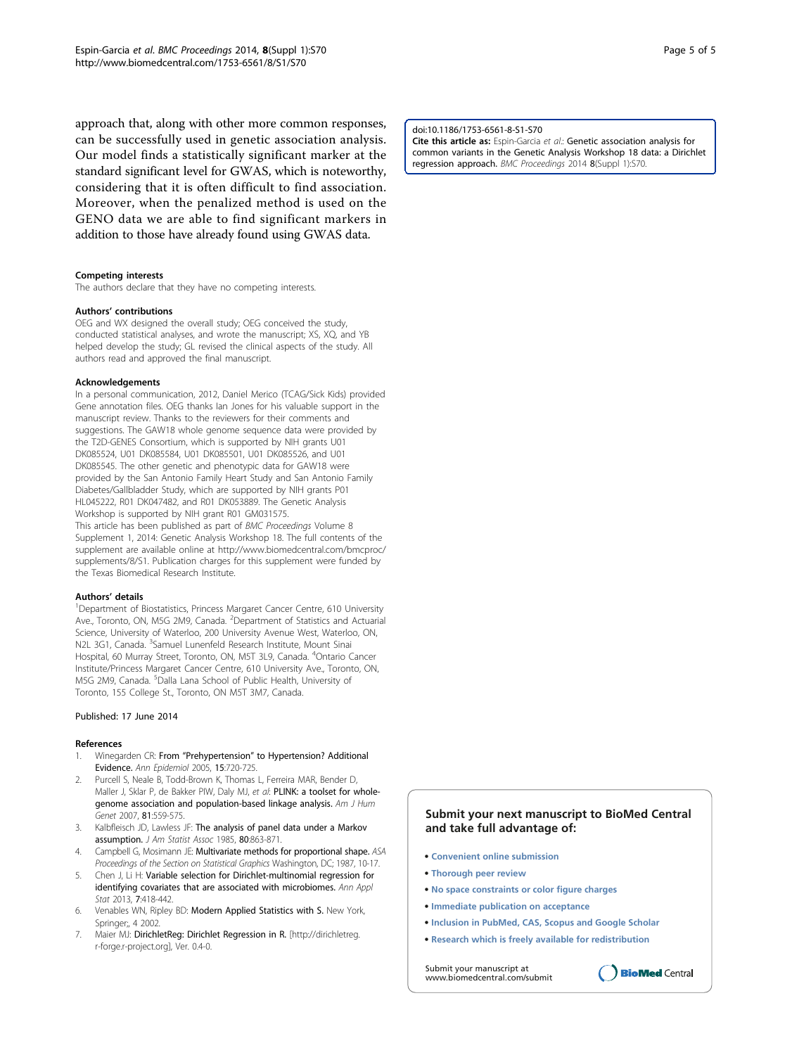approach that, along with other more common responses, can be successfully used in genetic association analysis. Our model finds a statistically significant marker at the standard significant level for GWAS, which is noteworthy, considering that it is often difficult to find association. Moreover, when the penalized method is used on the GENO data we are able to find significant markers in addition to those have already found using GWAS data.

#### Competing interests

The authors declare that they have no competing interests.

#### Authors' contributions

OEG and WX designed the overall study; OEG conceived the study, conducted statistical analyses, and wrote the manuscript; XS, XQ, and YB helped develop the study; GL revised the clinical aspects of the study. All authors read and approved the final manuscript.

#### Acknowledgements

In a personal communication, 2012, Daniel Merico (TCAG/Sick Kids) provided Gene annotation files. OEG thanks Ian Jones for his valuable support in the manuscript review. Thanks to the reviewers for their comments and suggestions. The GAW18 whole genome sequence data were provided by the T2D-GENES Consortium, which is supported by NIH grants U01 DK085524, U01 DK085584, U01 DK085501, U01 DK085526, and U01 DK085545. The other genetic and phenotypic data for GAW18 were provided by the San Antonio Family Heart Study and San Antonio Family Diabetes/Gallbladder Study, which are supported by NIH grants P01 HL045222, R01 DK047482, and R01 DK053889. The Genetic Analysis Workshop is supported by NIH grant R01 GM031575.

This article has been published as part of *BMC Proceedings* Volume 8 Supplement 1, 2014: Genetic Analysis Workshop 18. The full contents of the supplement are available online at http://www.biomedcentral.com/bmcproc/supplements/8/S1. Publication charges for this supplement were funded by the Texas Biomedical Research Institute.

#### Authors' details

[1]Department of Biostatistics, Princess Margaret Cancer Centre, 610 University Ave., Toronto, ON, M5G 2M9, Canada. [2]Department of Statistics and Actuarial Science, University of Waterloo, 200 University Avenue West, Waterloo, ON, N2L 3G1, Canada. [3]Samuel Lunenfeld Research Institute, Mount Sinai Hospital, 60 Murray Street, Toronto, ON, M5T 3L9, Canada. [4]Ontario Cancer Institute/Princess Margaret Cancer Centre, 610 University Ave., Toronto, ON, M5G 2M9, Canada. [5]Dalla Lana School of Public Health, University of Toronto, 155 College St., Toronto, ON M5T 3M7, Canada.

Published: 17 June 2014

#### References

1. Winegarden CR: **From "Prehypertension" to Hypertension? Additional Evidence.** *Ann Epidemiol* 2005, **15**:720-725.
2. Purcell S, Neale B, Todd-Brown K, Thomas L, Ferreira MAR, Bender D, Maller J, Sklar P, de Bakker PIW, Daly MJ, *et al*: **PLINK: a toolset for whole-genome association and population-based linkage analysis.** *Am J Hum Genet* 2007, **81**:559-575.
3. Kalbfleisch JD, Lawless JF: **The analysis of panel data under a Markov assumption.** *J Am Statist Assoc* 1985, **80**:863-871.
4. Campbell G, Mosimann JE: **Multivariate methods for proportional shape.** *ASA Proceedings of the Section on Statistical Graphics* Washington, DC; 1987, 10-17.
5. Chen J, Li H: **Variable selection for Dirichlet-multinomial regression for identifying covariates that are associated with microbiomes.** *Ann Appl Stat* 2013, **7**:418-442.
6. Venables WN, Ripley BD: **Modern Applied Statistics with S.** New York, Springer;, 4 2002.
7. Maier MJ: **DirichletReg: Dirichlet Regression in R.** [http://dirichletreg.r-forge.r-project.org], Ver. 0.4-0.

doi:10.1186/1753-6561-8-S1-S70

**Cite this article as:** Espin-Garcia *et al.*: Genetic association analysis for common variants in the Genetic Analysis Workshop 18 data: a Dirichlet regression approach. *BMC Proceedings* 2014 **8**(Suppl 1):S70.

**Submit your next manuscript to BioMed Central and take full advantage of:**

- Convenient online submission
- Thorough peer review
- No space constraints or color figure charges
- Immediate publication on acceptance
- Inclusion in PubMed, CAS, Scopus and Google Scholar
- Research which is freely available for redistribution

Submit your manuscript at www.biomedcentral.com/submit

BioMed Central